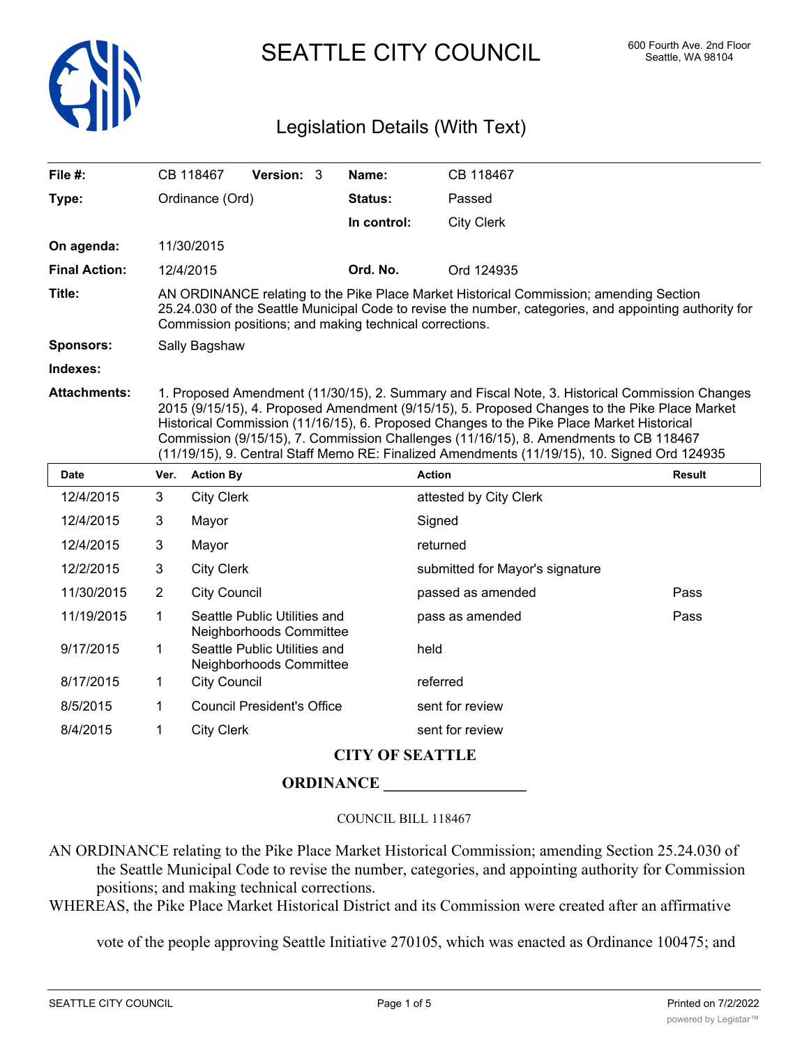# SEATTLE CITY COUNCIL

600 Fourth Ave. 2nd Floor
Seattle, WA 98104

## Legislation Details (With Text)

| | | | |
|---|---|---|---|
| **File #:** | CB 118467 **Version:** 3 | **Name:** | CB 118467 |
| **Type:** | Ordinance (Ord) | **Status:** | Passed |
| | | **In control:** | City Clerk |
| **On agenda:** | 11/30/2015 | | |
| **Final Action:** | 12/4/2015 | **Ord. No.** | Ord 124935 |

**Title:** AN ORDINANCE relating to the Pike Place Market Historical Commission; amending Section 25.24.030 of the Seattle Municipal Code to revise the number, categories, and appointing authority for Commission positions; and making technical corrections.

**Sponsors:** Sally Bagshaw

**Indexes:**

**Attachments:** 1. Proposed Amendment (11/30/15), 2. Summary and Fiscal Note, 3. Historical Commission Changes 2015 (9/15/15), 4. Proposed Amendment (9/15/15), 5. Proposed Changes to the Pike Place Market Historical Commission (11/16/15), 6. Proposed Changes to the Pike Place Market Historical Commission (9/15/15), 7. Commission Challenges (11/16/15), 8. Amendments to CB 118467 (11/19/15), 9. Central Staff Memo RE: Finalized Amendments (11/19/15), 10. Signed Ord 124935

| Date | Ver. | Action By | Action | Result |
|---|---|---|---|---|
| 12/4/2015 | 3 | City Clerk | attested by City Clerk | |
| 12/4/2015 | 3 | Mayor | Signed | |
| 12/4/2015 | 3 | Mayor | returned | |
| 12/2/2015 | 3 | City Clerk | submitted for Mayor's signature | |
| 11/30/2015 | 2 | City Council | passed as amended | Pass |
| 11/19/2015 | 1 | Seattle Public Utilities and Neighborhoods Committee | pass as amended | Pass |
| 9/17/2015 | 1 | Seattle Public Utilities and Neighborhoods Committee | held | |
| 8/17/2015 | 1 | City Council | referred | |
| 8/5/2015 | 1 | Council President's Office | sent for review | |
| 8/4/2015 | 1 | City Clerk | sent for review | |

**CITY OF SEATTLE**

**ORDINANCE \_\_\_\_\_\_\_\_\_\_\_\_\_\_\_\_\_\_**

COUNCIL BILL 118467

AN ORDINANCE relating to the Pike Place Market Historical Commission; amending Section 25.24.030 of the Seattle Municipal Code to revise the number, categories, and appointing authority for Commission positions; and making technical corrections.

WHEREAS, the Pike Place Market Historical District and its Commission were created after an affirmative vote of the people approving Seattle Initiative 270105, which was enacted as Ordinance 100475; and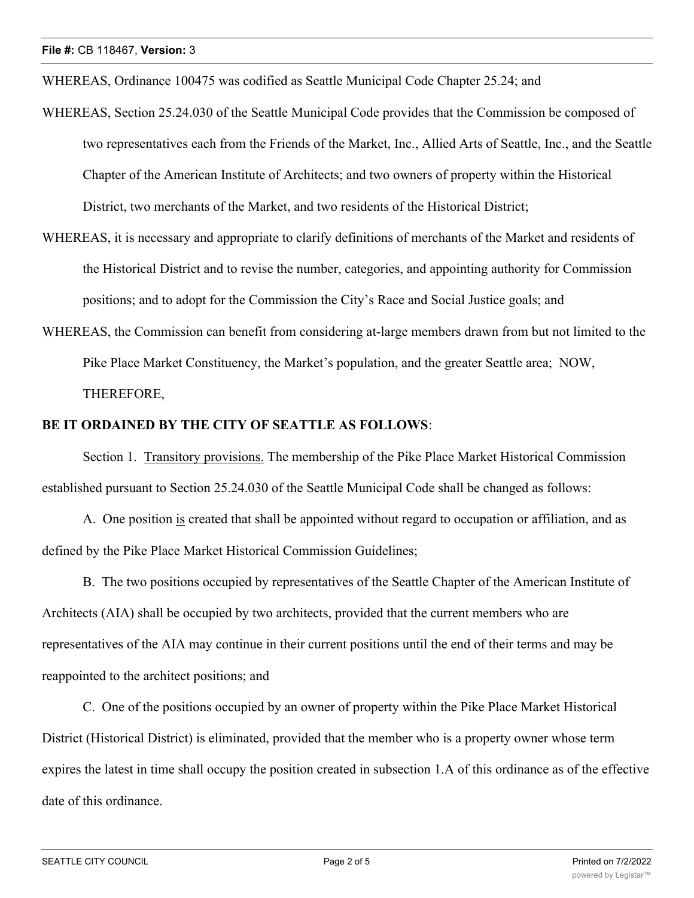WHEREAS, Ordinance 100475 was codified as Seattle Municipal Code Chapter 25.24; and

WHEREAS, Section 25.24.030 of the Seattle Municipal Code provides that the Commission be composed of two representatives each from the Friends of the Market, Inc., Allied Arts of Seattle, Inc., and the Seattle Chapter of the American Institute of Architects; and two owners of property within the Historical District, two merchants of the Market, and two residents of the Historical District;

WHEREAS, it is necessary and appropriate to clarify definitions of merchants of the Market and residents of the Historical District and to revise the number, categories, and appointing authority for Commission positions; and to adopt for the Commission the City's Race and Social Justice goals; and

WHEREAS, the Commission can benefit from considering at-large members drawn from but not limited to the Pike Place Market Constituency, the Market's population, and the greater Seattle area; NOW, THEREFORE,

**BE IT ORDAINED BY THE CITY OF SEATTLE AS FOLLOWS**:

Section 1. Transitory provisions. The membership of the Pike Place Market Historical Commission established pursuant to Section 25.24.030 of the Seattle Municipal Code shall be changed as follows:

A. One position is created that shall be appointed without regard to occupation or affiliation, and as defined by the Pike Place Market Historical Commission Guidelines;

B. The two positions occupied by representatives of the Seattle Chapter of the American Institute of Architects (AIA) shall be occupied by two architects, provided that the current members who are representatives of the AIA may continue in their current positions until the end of their terms and may be reappointed to the architect positions; and

C. One of the positions occupied by an owner of property within the Pike Place Market Historical District (Historical District) is eliminated, provided that the member who is a property owner whose term expires the latest in time shall occupy the position created in subsection 1.A of this ordinance as of the effective date of this ordinance.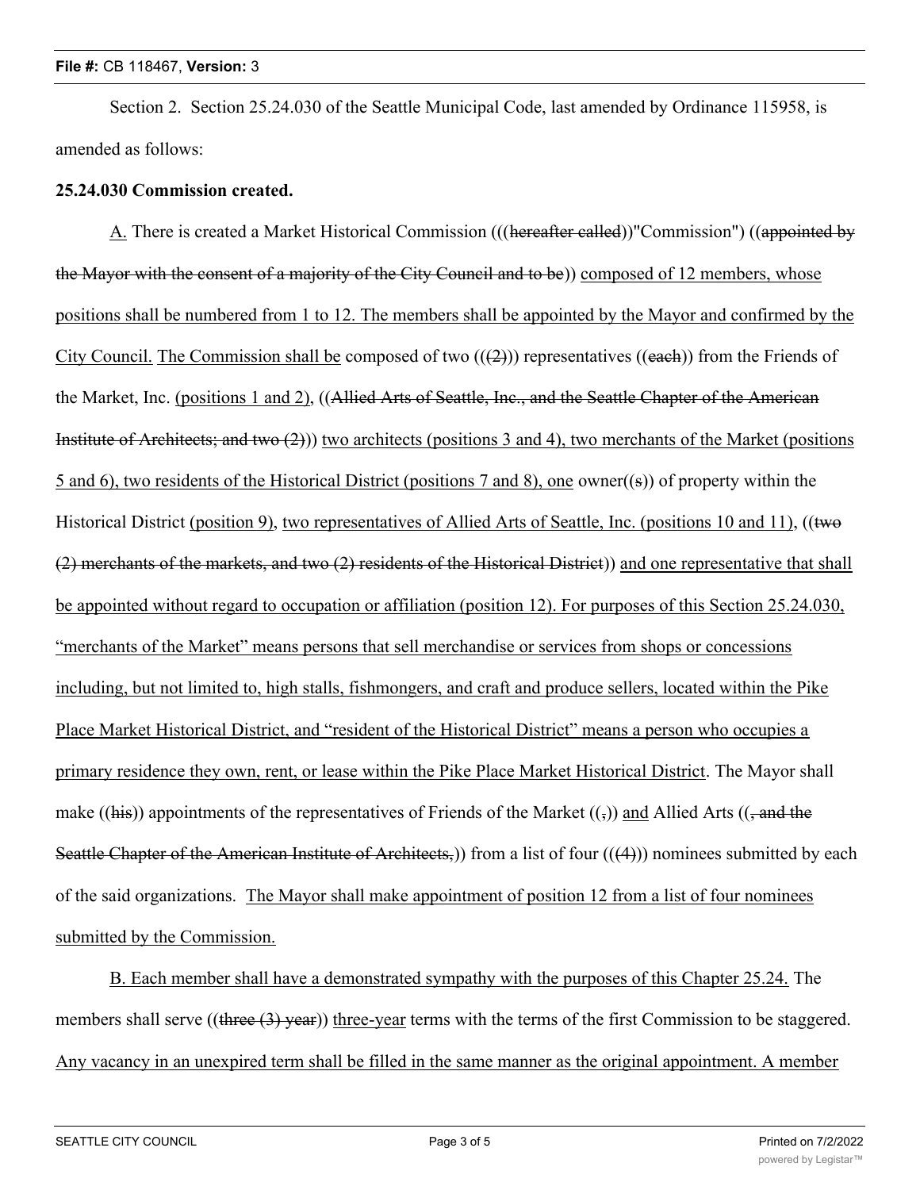Section 2. Section 25.24.030 of the Seattle Municipal Code, last amended by Ordinance 115958, is amended as follows:

**25.24.030 Commission created.**

A. There is created a Market Historical Commission (((~~hereafter called~~))"Commission") ((~~appointed by the Mayor with the consent of a majority of the City Council and to be~~)) composed of 12 members, whose positions shall be numbered from 1 to 12. The members shall be appointed by the Mayor and confirmed by the City Council. The Commission shall be composed of two ((~~(2)~~)) representatives ((~~each~~)) from the Friends of the Market, Inc. (positions 1 and 2), ((~~Allied Arts of Seattle, Inc., and the Seattle Chapter of the American Institute of Architects; and two (2)~~)) two architects (positions 3 and 4), two merchants of the Market (positions 5 and 6), two residents of the Historical District (positions 7 and 8), one owner((~~s~~)) of property within the Historical District (position 9), two representatives of Allied Arts of Seattle, Inc. (positions 10 and 11), ((~~two (2) merchants of the markets, and two (2) residents of the Historical District~~)) and one representative that shall be appointed without regard to occupation or affiliation (position 12). For purposes of this Section 25.24.030, "merchants of the Market" means persons that sell merchandise or services from shops or concessions including, but not limited to, high stalls, fishmongers, and craft and produce sellers, located within the Pike Place Market Historical District, and "resident of the Historical District" means a person who occupies a primary residence they own, rent, or lease within the Pike Place Market Historical District. The Mayor shall make ((~~his~~)) appointments of the representatives of Friends of the Market ((~~,~~)) and Allied Arts ((~~, and the Seattle Chapter of the American Institute of Architects,~~)) from a list of four ((~~(4)~~)) nominees submitted by each of the said organizations. The Mayor shall make appointment of position 12 from a list of four nominees submitted by the Commission.

B. Each member shall have a demonstrated sympathy with the purposes of this Chapter 25.24. The members shall serve ((~~three (3) year~~)) three-year terms with the terms of the first Commission to be staggered. Any vacancy in an unexpired term shall be filled in the same manner as the original appointment. A member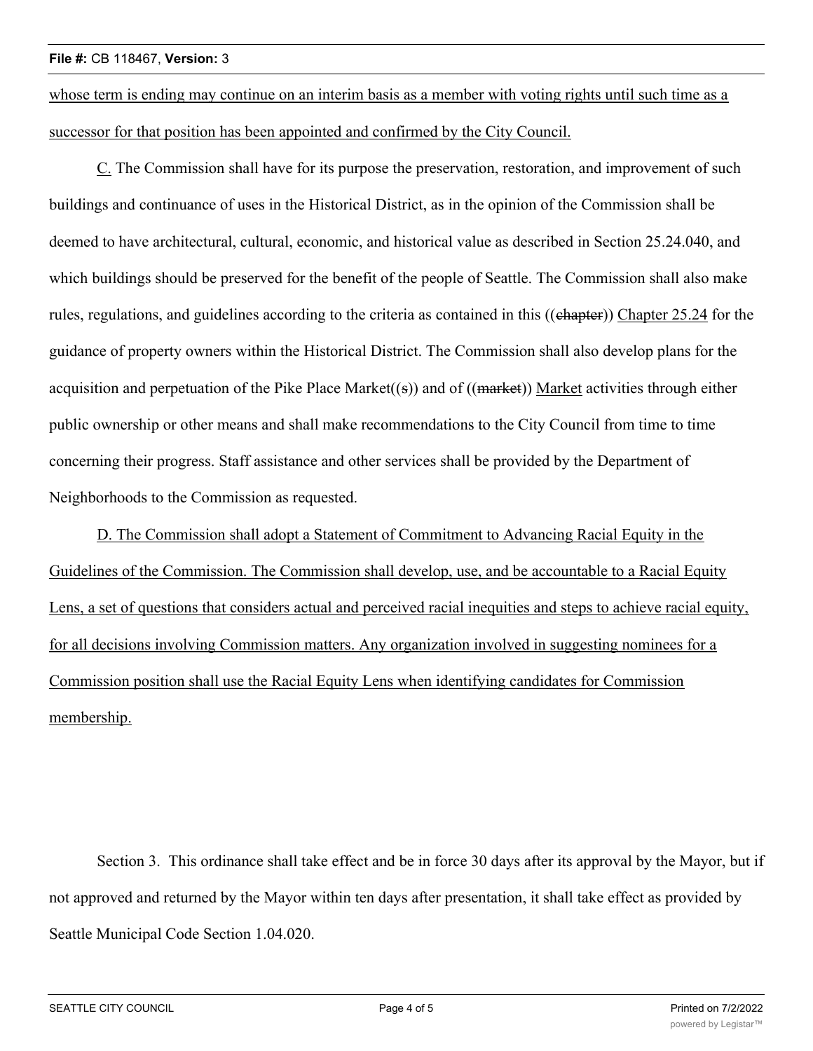whose term is ending may continue on an interim basis as a member with voting rights until such time as a successor for that position has been appointed and confirmed by the City Council.

C. The Commission shall have for its purpose the preservation, restoration, and improvement of such buildings and continuance of uses in the Historical District, as in the opinion of the Commission shall be deemed to have architectural, cultural, economic, and historical value as described in Section 25.24.040, and which buildings should be preserved for the benefit of the people of Seattle. The Commission shall also make rules, regulations, and guidelines according to the criteria as contained in this ((~~chapter~~)) Chapter 25.24 for the guidance of property owners within the Historical District. The Commission shall also develop plans for the acquisition and perpetuation of the Pike Place Market((~~s~~)) and of ((~~market~~)) Market activities through either public ownership or other means and shall make recommendations to the City Council from time to time concerning their progress. Staff assistance and other services shall be provided by the Department of Neighborhoods to the Commission as requested.

D. The Commission shall adopt a Statement of Commitment to Advancing Racial Equity in the Guidelines of the Commission. The Commission shall develop, use, and be accountable to a Racial Equity Lens, a set of questions that considers actual and perceived racial inequities and steps to achieve racial equity, for all decisions involving Commission matters. Any organization involved in suggesting nominees for a Commission position shall use the Racial Equity Lens when identifying candidates for Commission membership.

Section 3. This ordinance shall take effect and be in force 30 days after its approval by the Mayor, but if not approved and returned by the Mayor within ten days after presentation, it shall take effect as provided by Seattle Municipal Code Section 1.04.020.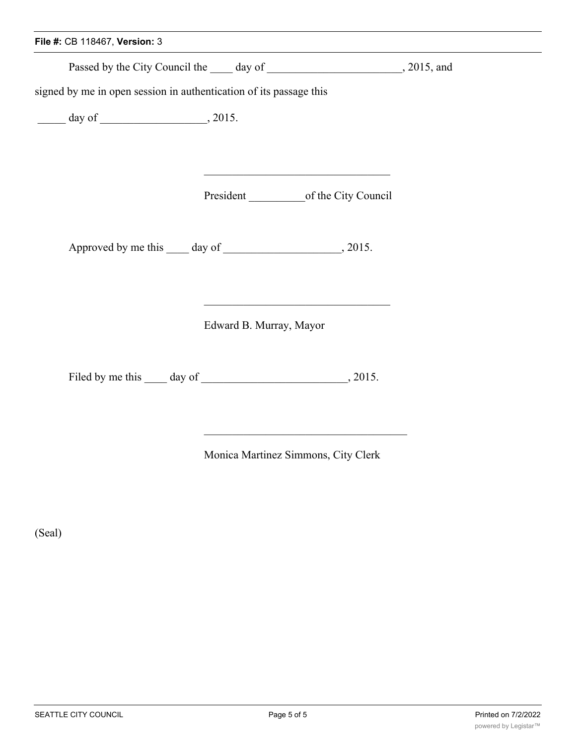Passed by the City Council the ____ day of ________________________, 2015, and

signed by me in open session in authentication of its passage this

_____ day of ___________________, 2015.

_________________________________

President __________of the City Council

Approved by me this ____ day of _____________________, 2015.

_________________________________

Edward B. Murray, Mayor

Filed by me this ____ day of __________________________, 2015.

____________________________________

Monica Martinez Simmons, City Clerk

(Seal)